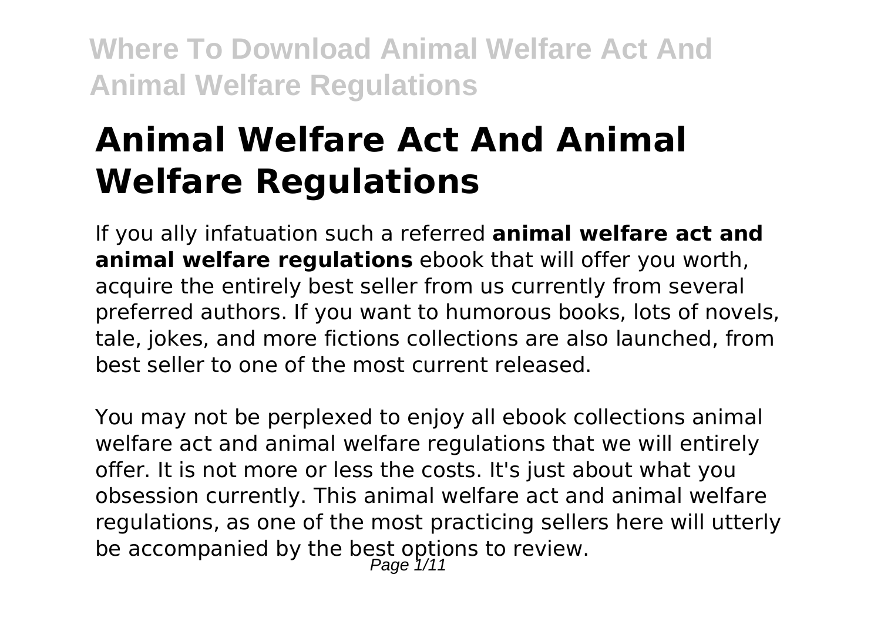# Animal Welfare Act And Animal Welfare Regulations

If you ally infatuation such a referred **animal welfare act and animal welfare regulations** ebook that will offer you worth, acquire the entirely best seller from us currently from several preferred authors. If you want to humorous books, lots of novels, tale, jokes, and more fictions collections are also launched, from best seller to one of the most current released.

You may not be perplexed to enjoy all ebook collections animal welfare act and animal welfare regulations that we will entirely offer. It is not more or less the costs. It's just about what you obsession currently. This animal welfare act and animal welfare regulations, as one of the most practicing sellers here will utterly be accompanied by the best options to review.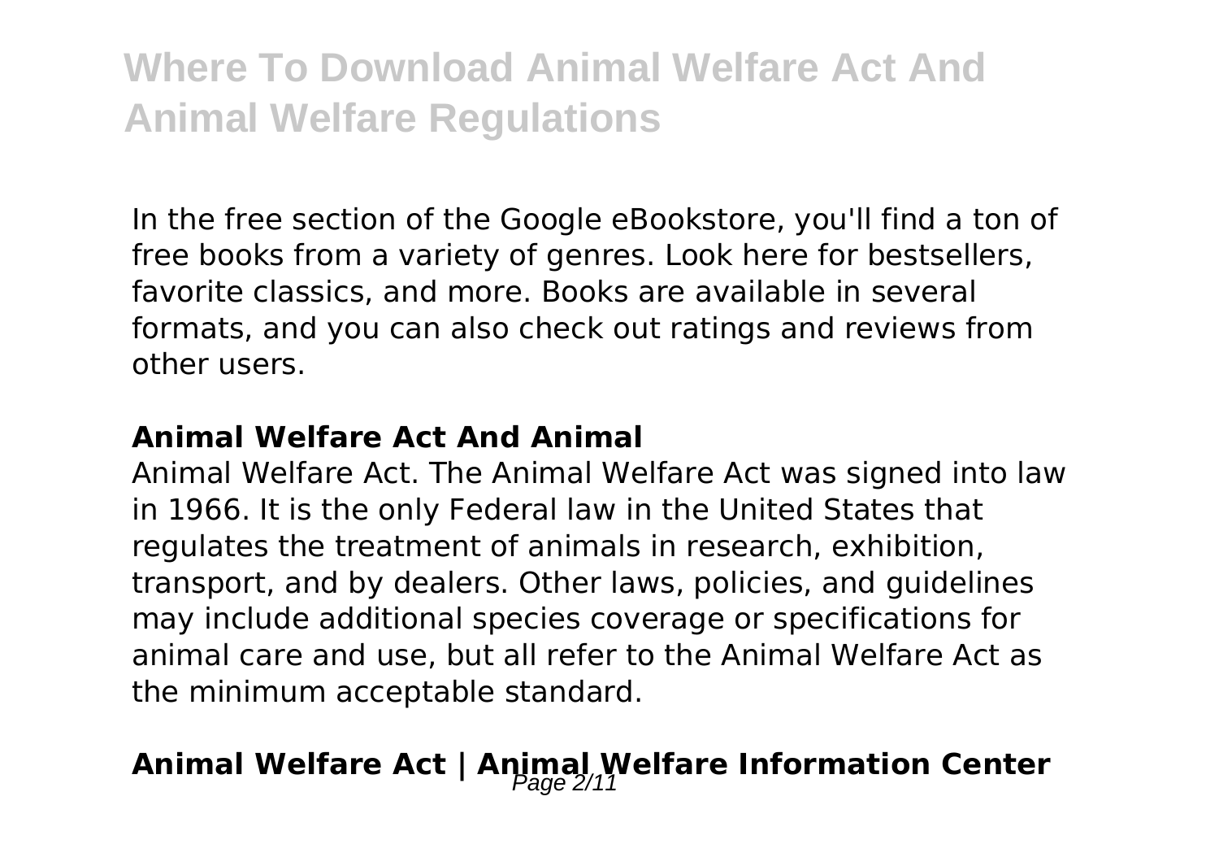In the free section of the Google eBookstore, you'll find a ton of free books from a variety of genres. Look here for bestsellers, favorite classics, and more. Books are available in several formats, and you can also check out ratings and reviews from other users.

### Animal Welfare Act And Animal

Animal Welfare Act. The Animal Welfare Act was signed into law in 1966. It is the only Federal law in the United States that regulates the treatment of animals in research, exhibition, transport, and by dealers. Other laws, policies, and guidelines may include additional species coverage or specifications for animal care and use, but all refer to the Animal Welfare Act as the minimum acceptable standard.

## Animal Welfare Act | Animal Welfare Information Center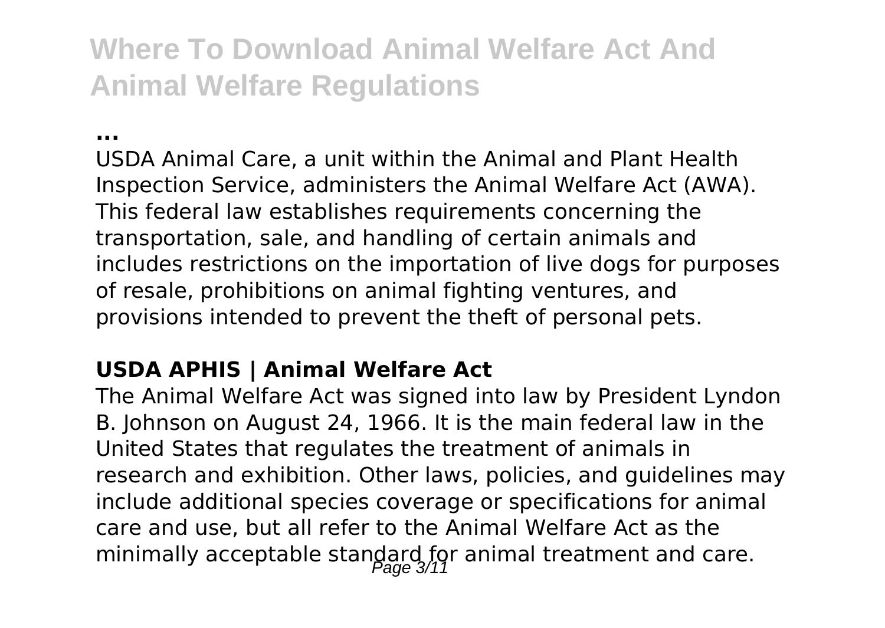**...**

USDA Animal Care, a unit within the Animal and Plant Health Inspection Service, administers the Animal Welfare Act (AWA). This federal law establishes requirements concerning the transportation, sale, and handling of certain animals and includes restrictions on the importation of live dogs for purposes of resale, prohibitions on animal fighting ventures, and provisions intended to prevent the theft of personal pets.

### USDA APHIS | Animal Welfare Act

The Animal Welfare Act was signed into law by President Lyndon B. Johnson on August 24, 1966. It is the main federal law in the United States that regulates the treatment of animals in research and exhibition. Other laws, policies, and guidelines may include additional species coverage or specifications for animal care and use, but all refer to the Animal Welfare Act as the minimally acceptable standard for animal treatment and care.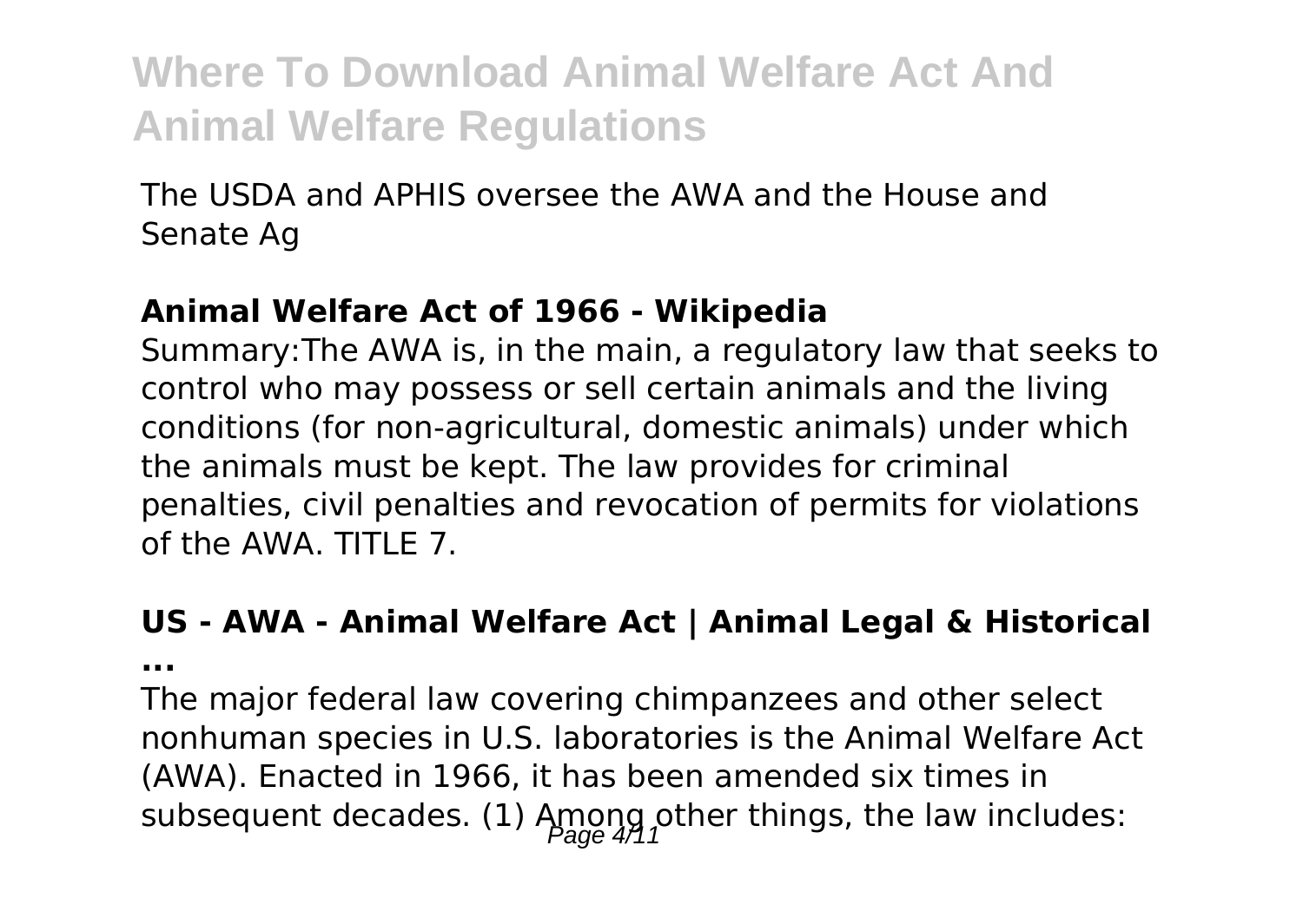The USDA and APHIS oversee the AWA and the House and Senate Ag

**Animal Welfare Act of 1966 - Wikipedia**

Summary:The AWA is, in the main, a regulatory law that seeks to control who may possess or sell certain animals and the living conditions (for non-agricultural, domestic animals) under which the animals must be kept. The law provides for criminal penalties, civil penalties and revocation of permits for violations of the AWA. TITLE 7.

**US - AWA - Animal Welfare Act | Animal Legal & Historical ...**

The major federal law covering chimpanzees and other select nonhuman species in U.S. laboratories is the Animal Welfare Act (AWA). Enacted in 1966, it has been amended six times in subsequent decades. (1) Among other things, the law includes: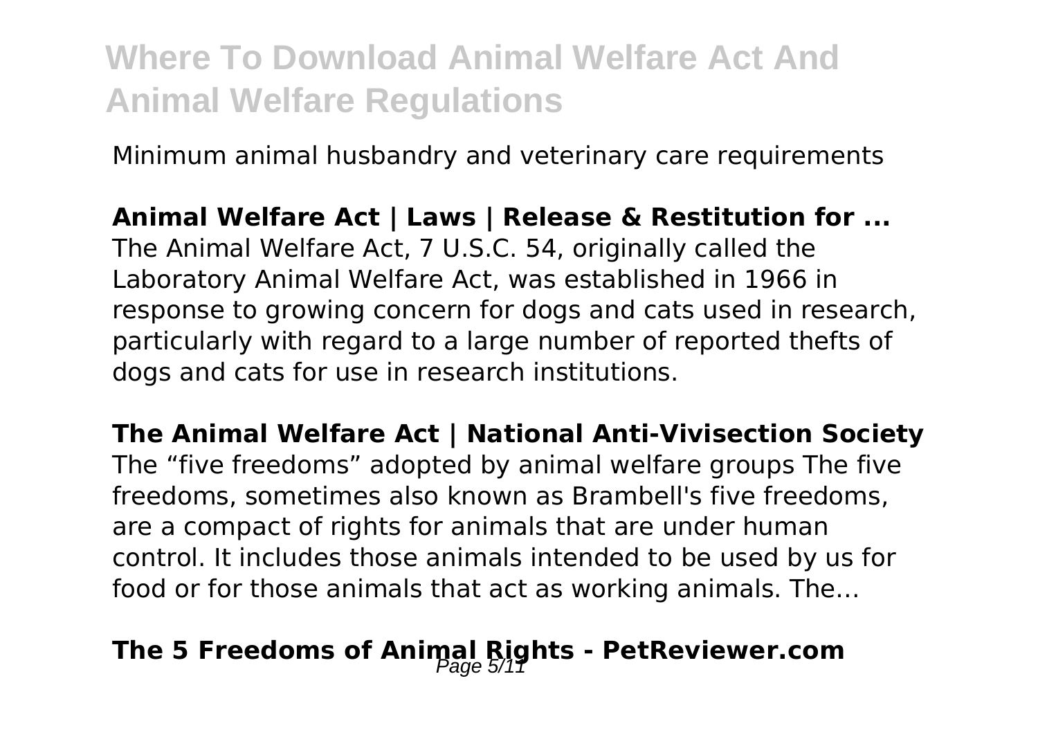Minimum animal husbandry and veterinary care requirements

**Animal Welfare Act | Laws | Release & Restitution for ...**

The Animal Welfare Act, 7 U.S.C. 54, originally called the Laboratory Animal Welfare Act, was established in 1966 in response to growing concern for dogs and cats used in research, particularly with regard to a large number of reported thefts of dogs and cats for use in research institutions.

**The Animal Welfare Act | National Anti-Vivisection Society**

The "five freedoms" adopted by animal welfare groups The five freedoms, sometimes also known as Brambell's five freedoms, are a compact of rights for animals that are under human control. It includes those animals intended to be used by us for food or for those animals that act as working animals. The...

**The 5 Freedoms of Animal Rights - PetReviewer.com**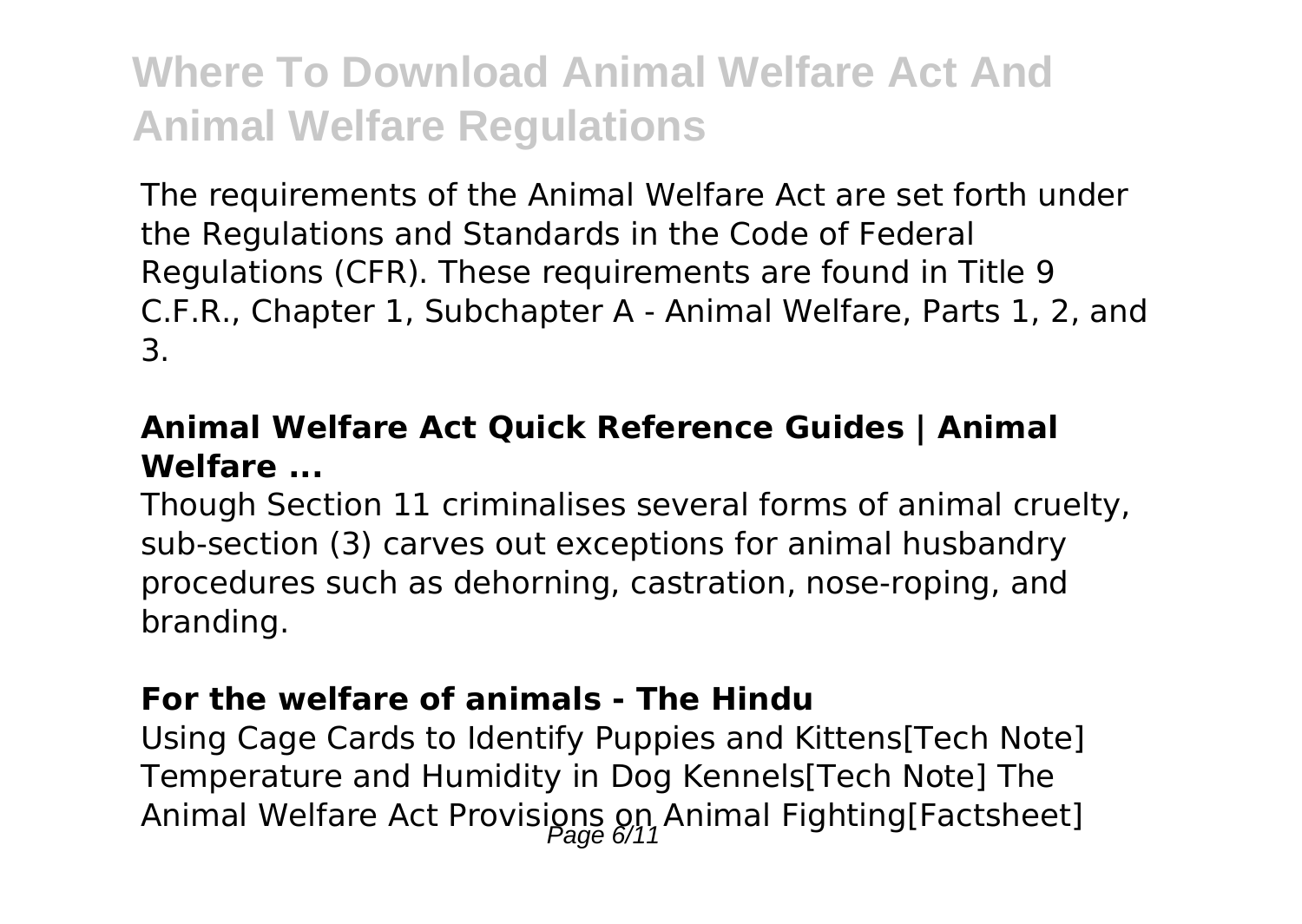# Where To Download Animal Welfare Act And Animal Welfare Regulations

The requirements of the Animal Welfare Act are set forth under the Regulations and Standards in the Code of Federal Regulations (CFR). These requirements are found in Title 9 C.F.R., Chapter 1, Subchapter A - Animal Welfare, Parts 1, 2, and 3.

### Animal Welfare Act Quick Reference Guides | Animal Welfare ...

Though Section 11 criminalises several forms of animal cruelty, sub-section (3) carves out exceptions for animal husbandry procedures such as dehorning, castration, nose-roping, and branding.

### For the welfare of animals - The Hindu

Using Cage Cards to Identify Puppies and Kittens[Tech Note] Temperature and Humidity in Dog Kennels[Tech Note] The Animal Welfare Act Provisions on Animal Fighting[Factsheet]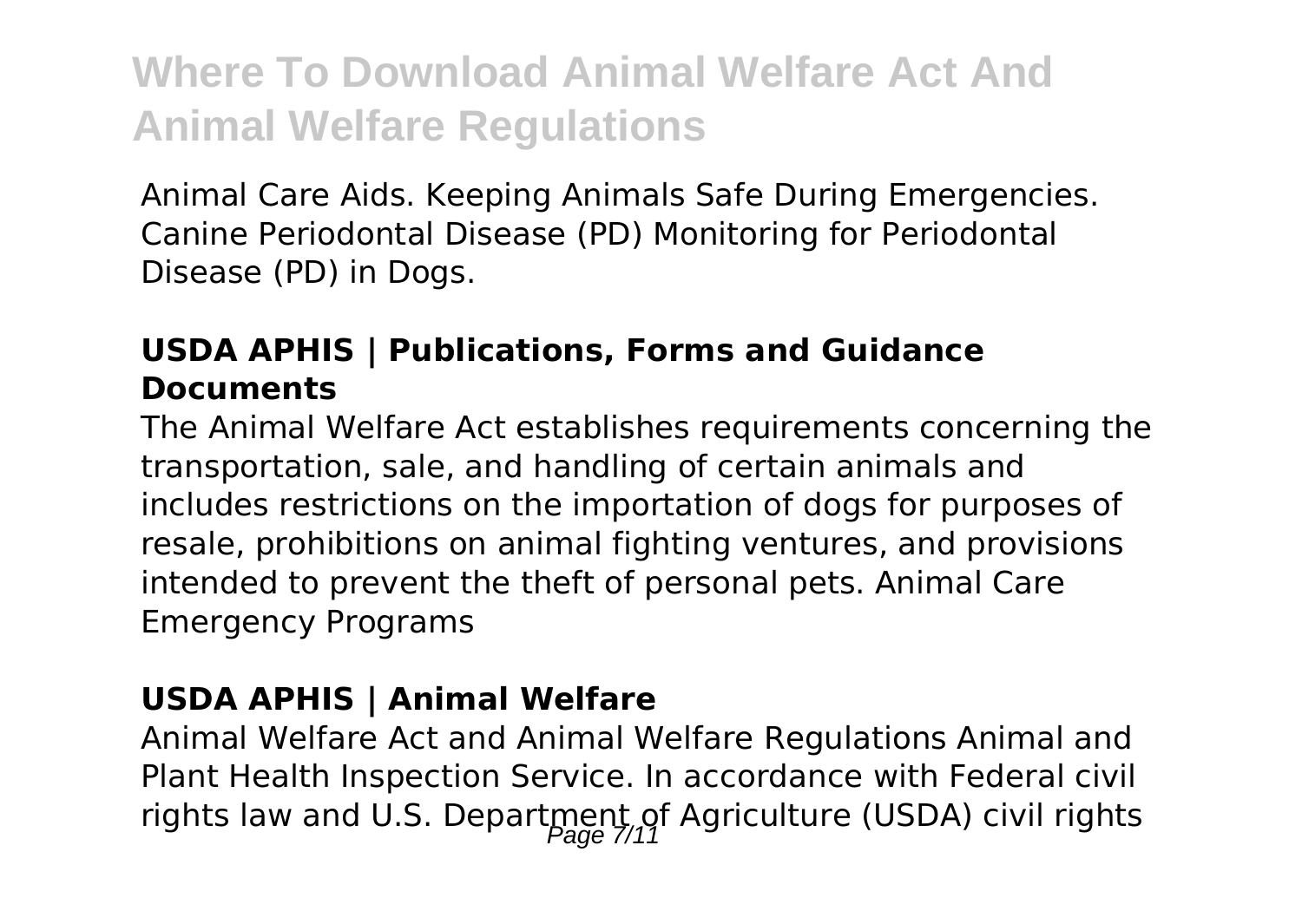Animal Care Aids. Keeping Animals Safe During Emergencies. Canine Periodontal Disease (PD) Monitoring for Periodontal Disease (PD) in Dogs.

### USDA APHIS | Publications, Forms and Guidance Documents

The Animal Welfare Act establishes requirements concerning the transportation, sale, and handling of certain animals and includes restrictions on the importation of dogs for purposes of resale, prohibitions on animal fighting ventures, and provisions intended to prevent the theft of personal pets. Animal Care Emergency Programs

### USDA APHIS | Animal Welfare

Animal Welfare Act and Animal Welfare Regulations Animal and Plant Health Inspection Service. In accordance with Federal civil rights law and U.S. Department of Agriculture (USDA) civil rights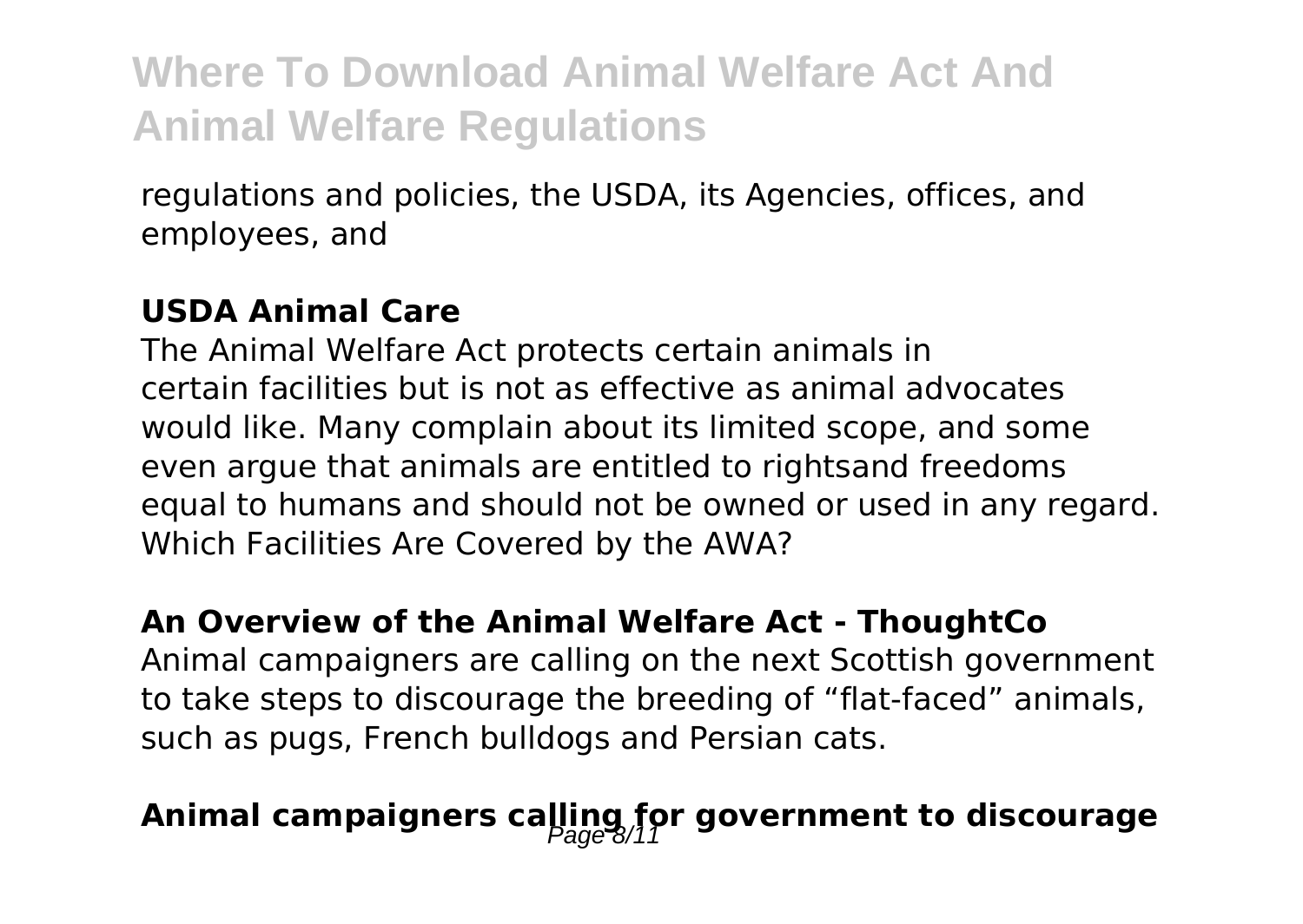regulations and policies, the USDA, its Agencies, offices, and employees, and

**USDA Animal Care**

The Animal Welfare Act protects certain animals in certain facilities but is not as effective as animal advocates would like. Many complain about its limited scope, and some even argue that animals are entitled to rightsand freedoms equal to humans and should not be owned or used in any regard. Which Facilities Are Covered by the AWA?

**An Overview of the Animal Welfare Act - ThoughtCo**

Animal campaigners are calling on the next Scottish government to take steps to discourage the breeding of "flat-faced" animals, such as pugs, French bulldogs and Persian cats.

## Animal campaigners calling for government to discourage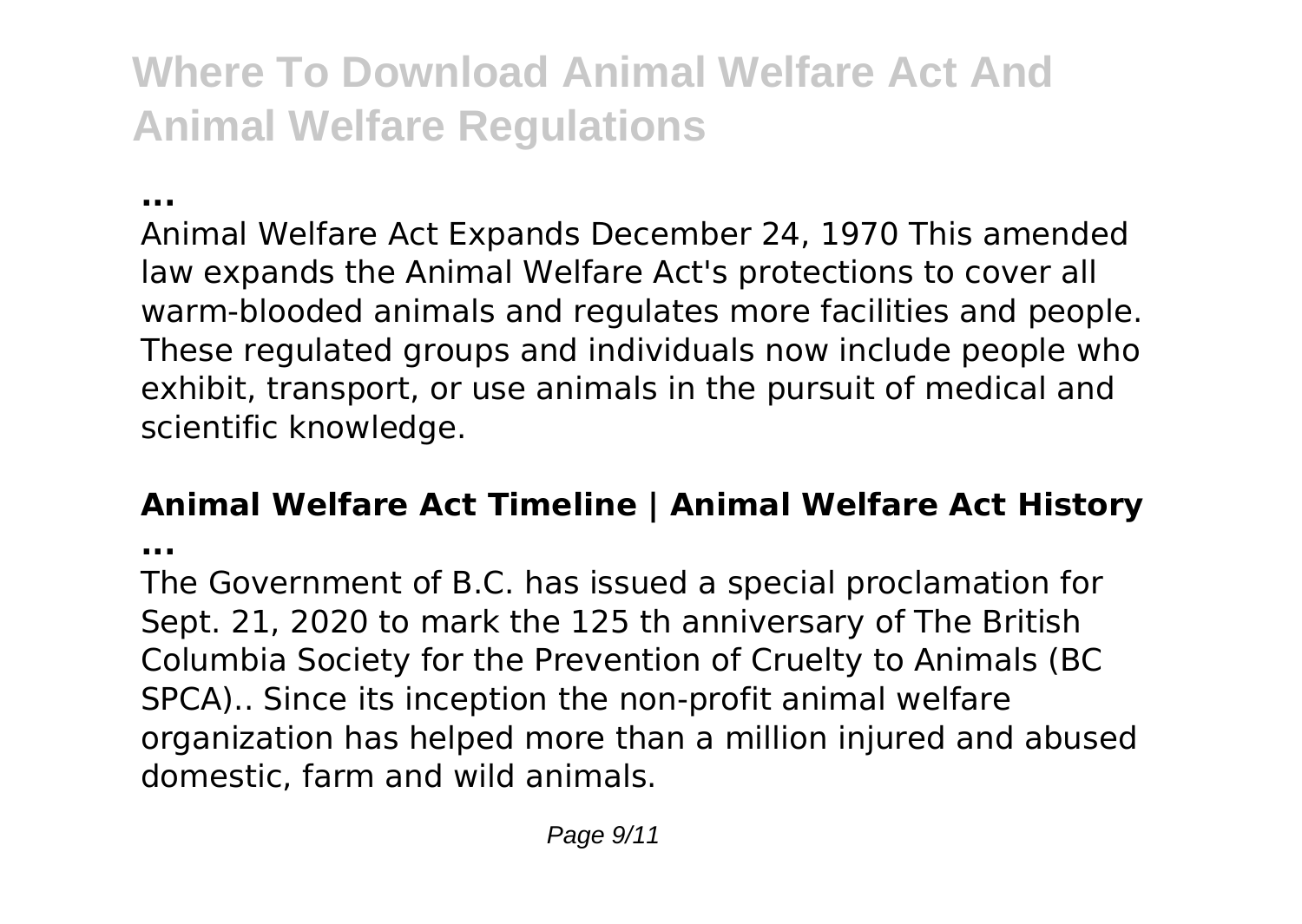**...**

Animal Welfare Act Expands December 24, 1970 This amended law expands the Animal Welfare Act's protections to cover all warm-blooded animals and regulates more facilities and people. These regulated groups and individuals now include people who exhibit, transport, or use animals in the pursuit of medical and scientific knowledge.

**Animal Welfare Act Timeline | Animal Welfare Act History ...**

The Government of B.C. has issued a special proclamation for Sept. 21, 2020 to mark the 125 th anniversary of The British Columbia Society for the Prevention of Cruelty to Animals (BC SPCA).. Since its inception the non-profit animal welfare organization has helped more than a million injured and abused domestic, farm and wild animals.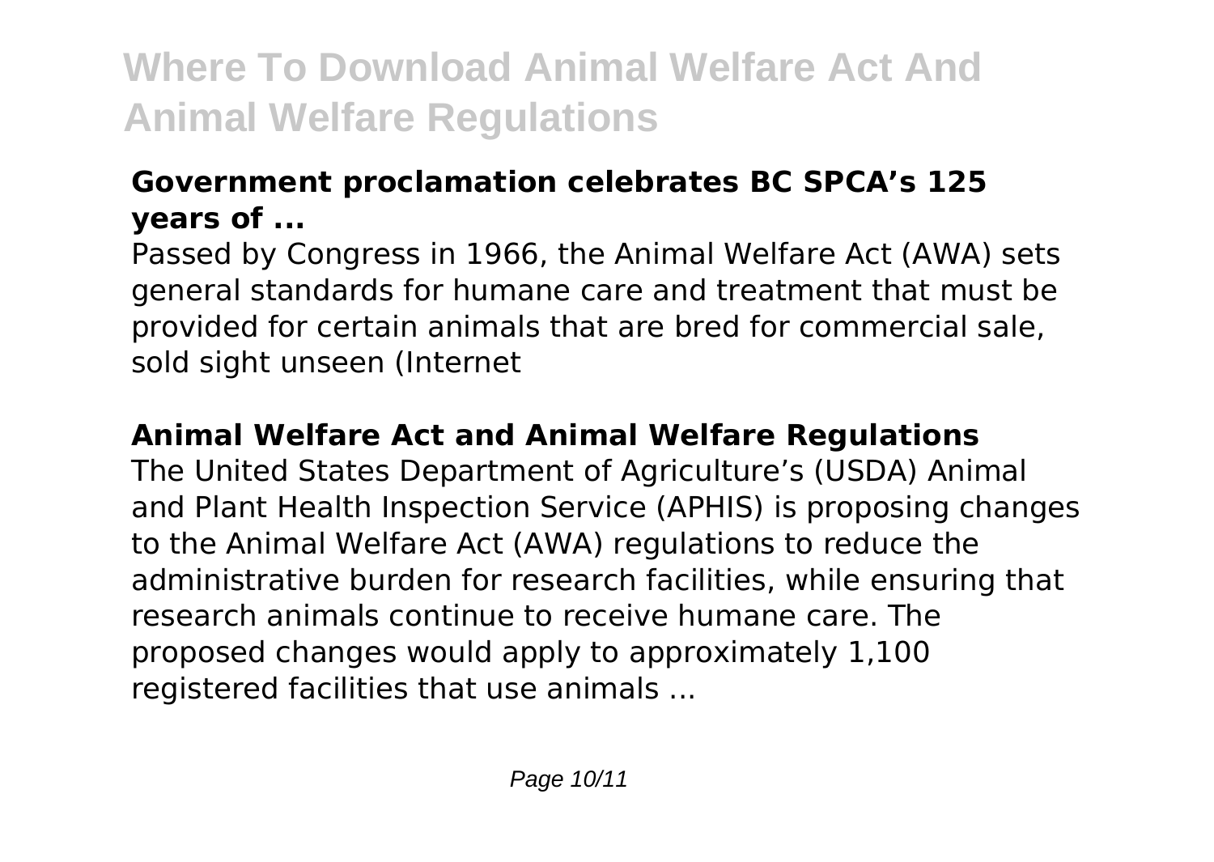### Government proclamation celebrates BC SPCA's 125 years of ...

Passed by Congress in 1966, the Animal Welfare Act (AWA) sets general standards for humane care and treatment that must be provided for certain animals that are bred for commercial sale, sold sight unseen (Internet

### Animal Welfare Act and Animal Welfare Regulations

The United States Department of Agriculture's (USDA) Animal and Plant Health Inspection Service (APHIS) is proposing changes to the Animal Welfare Act (AWA) regulations to reduce the administrative burden for research facilities, while ensuring that research animals continue to receive humane care. The proposed changes would apply to approximately 1,100 registered facilities that use animals ...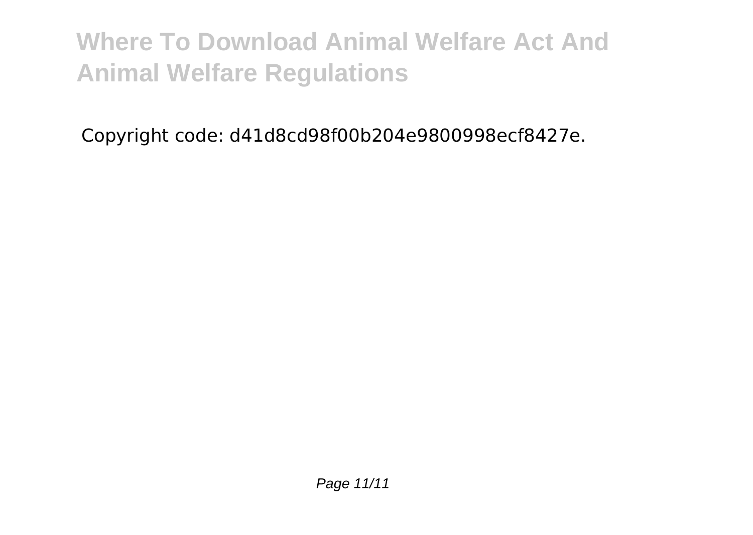Copyright code: d41d8cd98f00b204e9800998ecf8427e.